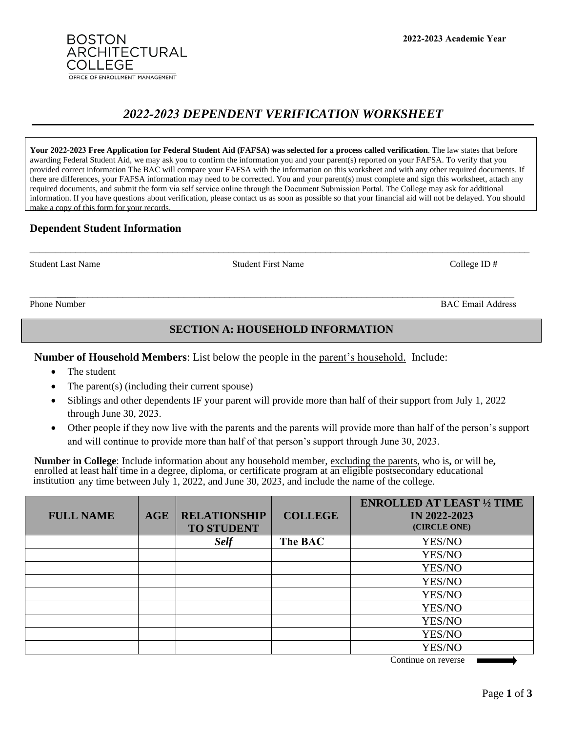BOSTON ARCHITECTURAL COLLEGE
OFFICE OF ENROLLMENT MANAGEMENT

**2022-2023 Academic Year**

# *2022-2023 DEPENDENT VERIFICATION WORKSHEET*

**Your 2022-2023 Free Application for Federal Student Aid (FAFSA) was selected for a process called verification**. The law states that before awarding Federal Student Aid, we may ask you to confirm the information you and your parent(s) reported on your FAFSA. To verify that you provided correct information The BAC will compare your FAFSA with the information on this worksheet and with any other required documents. If there are differences, your FAFSA information may need to be corrected. You and your parent(s) must complete and sign this worksheet, attach any required documents, and submit the form via self service online through the Document Submission Portal. The College may ask for additional information. If you have questions about verification, please contact us as soon as possible so that your financial aid will not be delayed. You should make a copy of this form for your records.

## Dependent Student Information

______________________________________________________________________

Student Last Name                Student First Name                College ID #

______________________________________________________________________

Phone Number                BAC Email Address

## SECTION A: HOUSEHOLD INFORMATION

**Number of Household Members**: List below the people in the parent's household. Include:

- The student
- The parent(s) (including their current spouse)
- Siblings and other dependents IF your parent will provide more than half of their support from July 1, 2022 through June 30, 2023.
- Other people if they now live with the parents and the parents will provide more than half of the person's support and will continue to provide more than half of that person's support through June 30, 2023.

**Number in College**: Include information about any household member, excluding the parents, who is**,** or will be**,** enrolled at least half time in a degree, diploma, or certificate program at an eligible postsecondary educational institution any time between July 1, 2022, and June 30, 2023, and include the name of the college.

| FULL NAME | AGE | RELATIONSHIP TO STUDENT | COLLEGE | ENROLLED AT LEAST ½ TIME IN 2022-2023 (CIRCLE ONE) |
|---|---|---|---|---|
| | | ***Self*** | **The BAC** | YES/NO |
| | | | | YES/NO |
| | | | | YES/NO |
| | | | | YES/NO |
| | | | | YES/NO |
| | | | | YES/NO |
| | | | | YES/NO |
| | | | | YES/NO |
| | | | | YES/NO |

Continue on reverse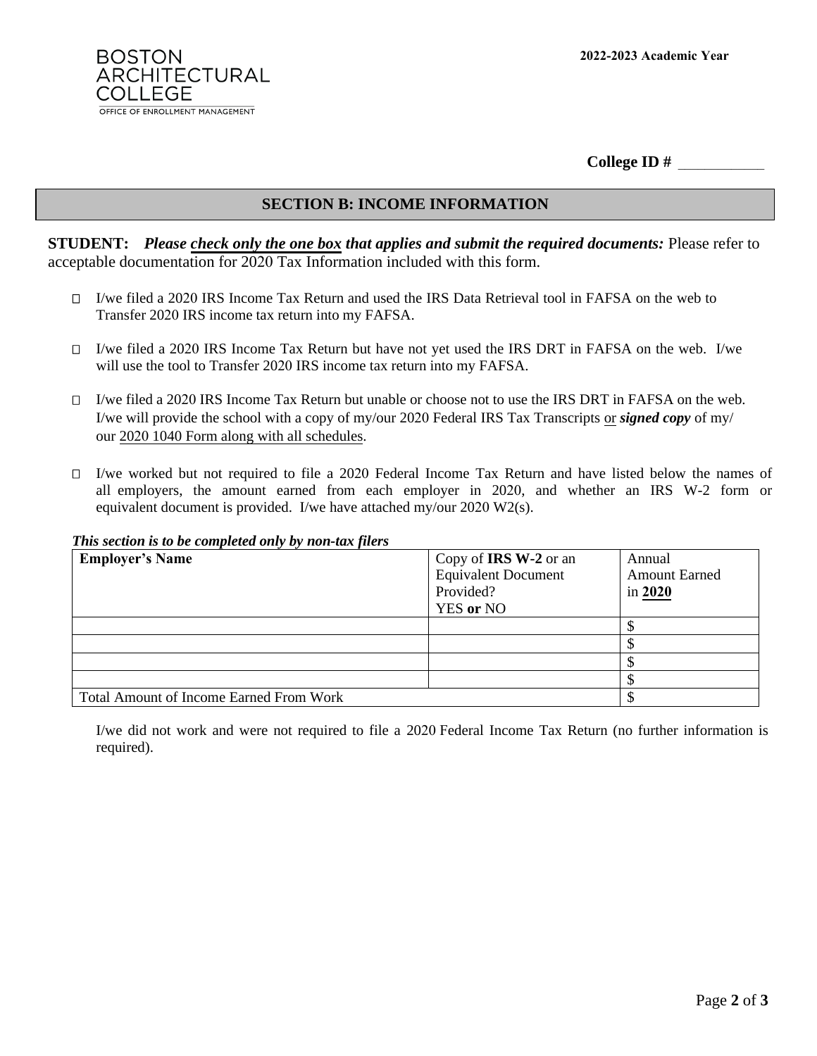BOSTON ARCHITECTURAL COLLEGE
OFFICE OF ENROLLMENT MANAGEMENT

**2022-2023 Academic Year**

**College ID #** ___________

## SECTION B: INCOME INFORMATION

**STUDENT:** ***Please check only the one box that applies and submit the required documents:*** Please refer to acceptable documentation for 2020 Tax Information included with this form.

- ☐ I/we filed a 2020 IRS Income Tax Return and used the IRS Data Retrieval tool in FAFSA on the web to Transfer 2020 IRS income tax return into my FAFSA.

- ☐ I/we filed a 2020 IRS Income Tax Return but have not yet used the IRS DRT in FAFSA on the web. I/we will use the tool to Transfer 2020 IRS income tax return into my FAFSA.

- ☐ I/we filed a 2020 IRS Income Tax Return but unable or choose not to use the IRS DRT in FAFSA on the web. I/we will provide the school with a copy of my/our 2020 Federal IRS Tax Transcripts or ***signed copy*** of my/ our 2020 1040 Form along with all schedules.

- ☐ I/we worked but not required to file a 2020 Federal Income Tax Return and have listed below the names of all employers, the amount earned from each employer in 2020, and whether an IRS W-2 form or equivalent document is provided. I/we have attached my/our 2020 W2(s).

***This section is to be completed only by non-tax filers***

| **Employer's Name** | Copy of **IRS W-2** or an Equivalent Document Provided? YES **or** NO | Annual Amount Earned in **2020** |
|---|---|---|
| | | $ |
| | | $ |
| | | $ |
| | | $ |
| Total Amount of Income Earned From Work | | $ |

I/we did not work and were not required to file a 2020 Federal Income Tax Return (no further information is required).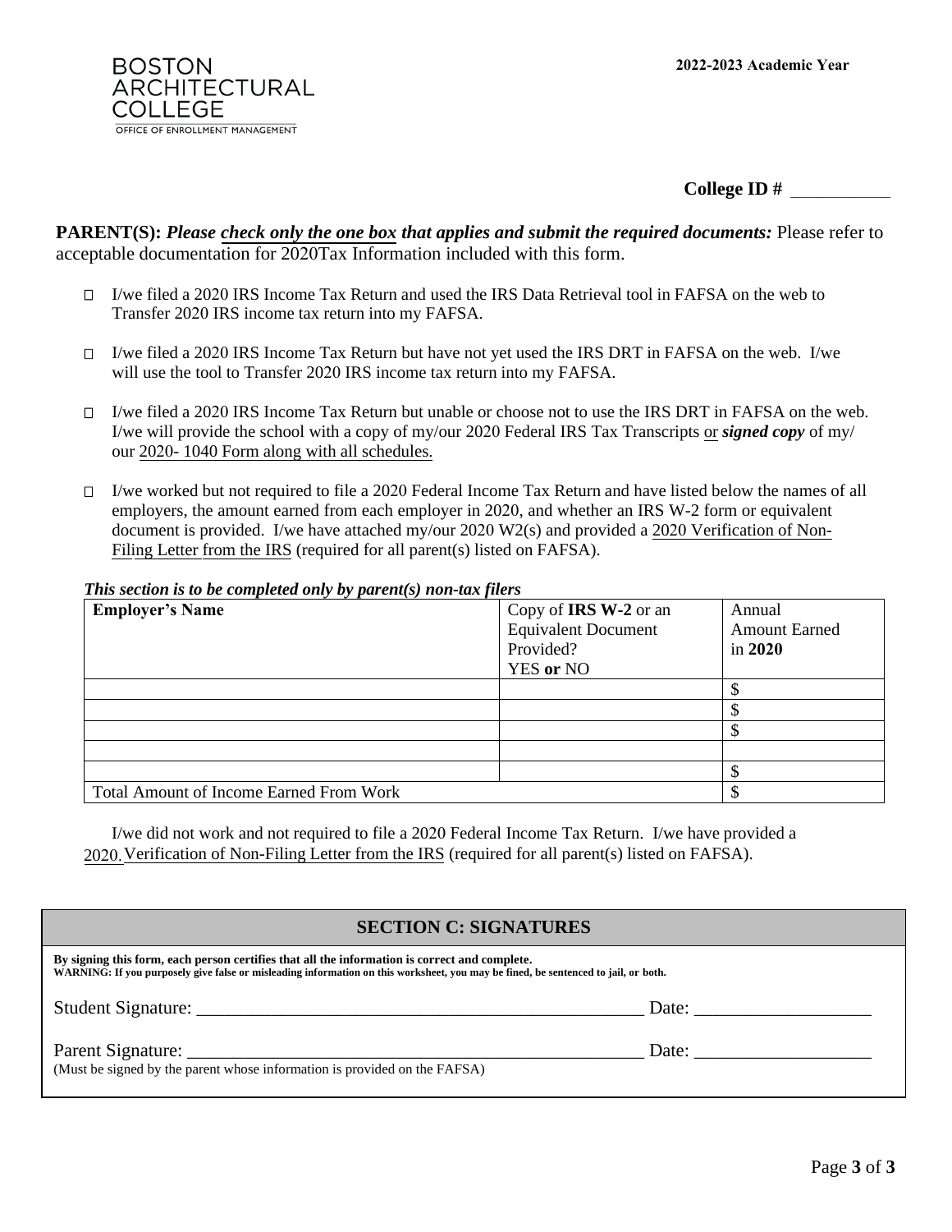BOSTON ARCHITECTURAL COLLEGE
OFFICE OF ENROLLMENT MANAGEMENT

2022-2023 Academic Year

**College ID #** ___________

**PARENT(S):** ***Please check only the one box that applies and submit the required documents:*** Please refer to acceptable documentation for 2020Tax Information included with this form.

- ☐ I/we filed a 2020 IRS Income Tax Return and used the IRS Data Retrieval tool in FAFSA on the web to Transfer 2020 IRS income tax return into my FAFSA.
- ☐ I/we filed a 2020 IRS Income Tax Return but have not yet used the IRS DRT in FAFSA on the web. I/we will use the tool to Transfer 2020 IRS income tax return into my FAFSA.
- ☐ I/we filed a 2020 IRS Income Tax Return but unable or choose not to use the IRS DRT in FAFSA on the web. I/we will provide the school with a copy of my/our 2020 Federal IRS Tax Transcripts or ***signed copy*** of my/ our 2020- 1040 Form along with all schedules.
- ☐ I/we worked but not required to file a 2020 Federal Income Tax Return and have listed below the names of all employers, the amount earned from each employer in 2020, and whether an IRS W-2 form or equivalent document is provided. I/we have attached my/our 2020 W2(s) and provided a 2020 Verification of Non-Filing Letter from the IRS (required for all parent(s) listed on FAFSA).

***This section is to be completed only by parent(s) non-tax filers***

| **Employer's Name** | Copy of **IRS W-2** or an Equivalent Document Provided? YES **or** NO | Annual Amount Earned in **2020** |
|---|---|---|
| | | $ |
| | | $ |
| | | $ |
| | | |
| | | $ |
| Total Amount of Income Earned From Work | | $ |

I/we did not work and not required to file a 2020 Federal Income Tax Return. I/we have provided a 2020 Verification of Non-Filing Letter from the IRS (required for all parent(s) listed on FAFSA).

## SECTION C: SIGNATURES

**By signing this form, each person certifies that all the information is correct and complete.**
**WARNING: If you purposely give false or misleading information on this worksheet, you may be fined, be sentenced to jail, or both.**

Student Signature: ____________________________________________________ Date: ___________________

Parent Signature: _____________________________________________________ Date: ___________________
(Must be signed by the parent whose information is provided on the FAFSA)